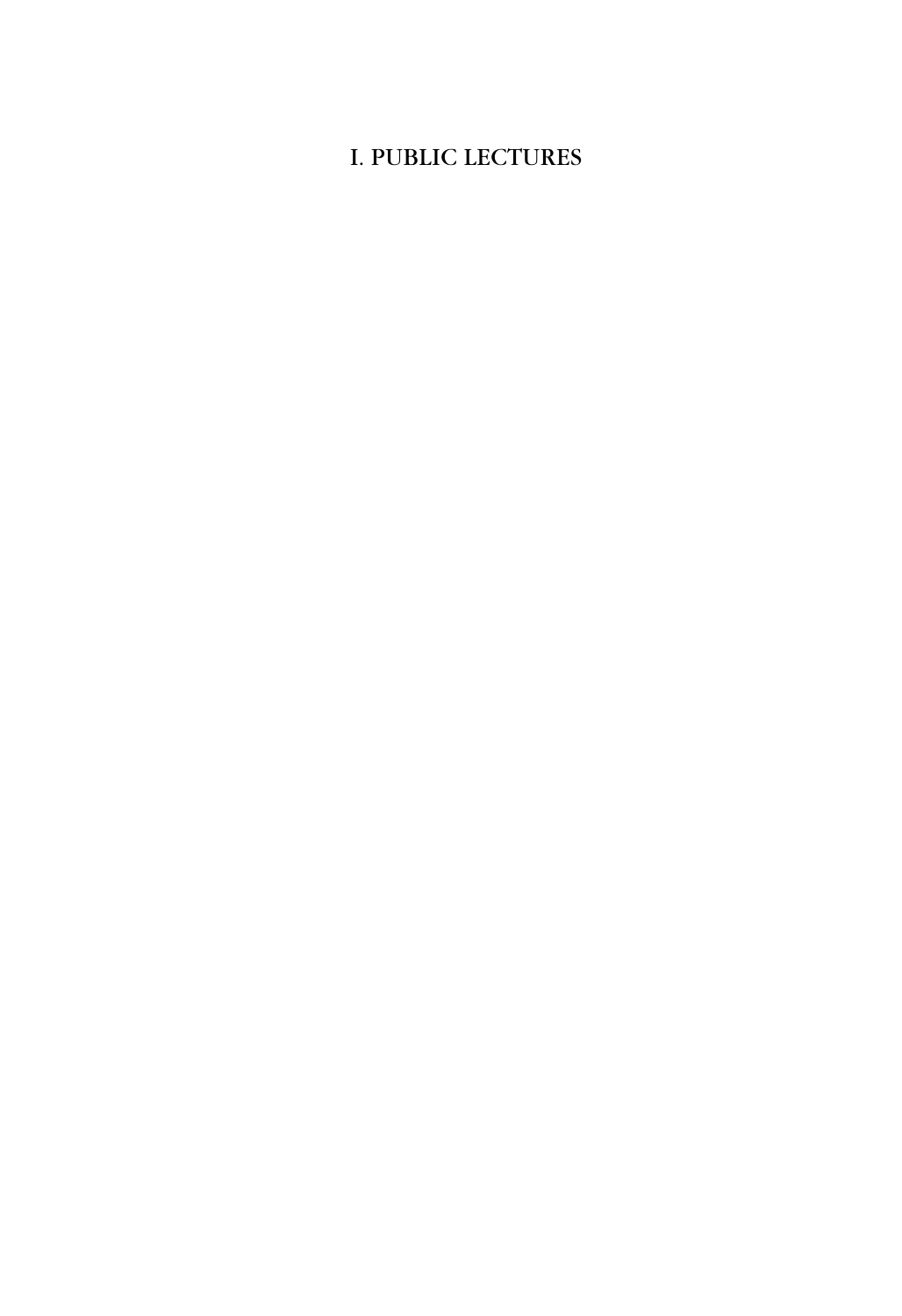# I. PUBLIC LECTURES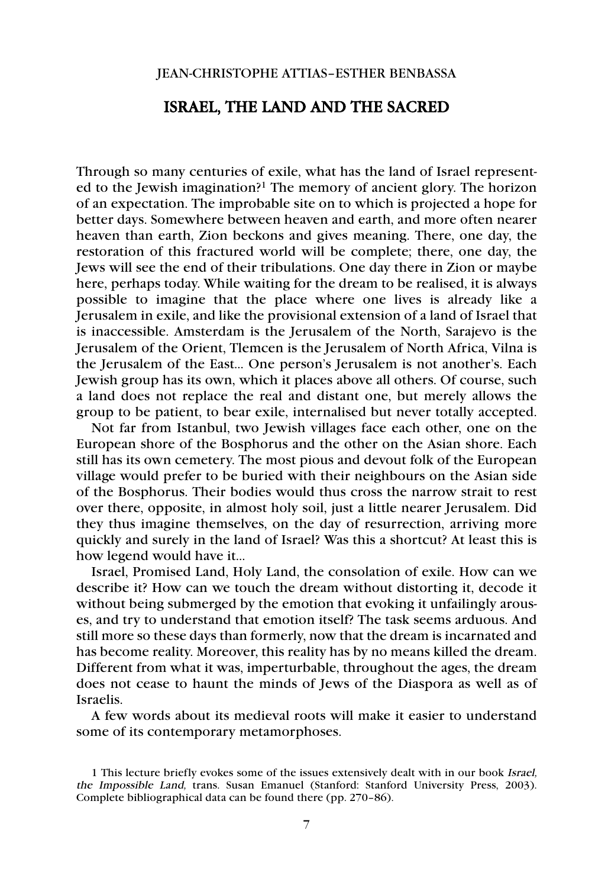JEAN-CHRISTOPHE ATTIAS–ESTHER BENBASSA

# ISRAEL, THE LAND AND THE SACRED

Through so many centuries of exile, what has the land of Israel represented to the Jewish imagination?[1] The memory of ancient glory. The horizon of an expectation. The improbable site on to which is projected a hope for better days. Somewhere between heaven and earth, and more often nearer heaven than earth, Zion beckons and gives meaning. There, one day, the restoration of this fractured world will be complete; there, one day, the Jews will see the end of their tribulations. One day there in Zion or maybe here, perhaps today. While waiting for the dream to be realised, it is always possible to imagine that the place where one lives is already like a Jerusalem in exile, and like the provisional extension of a land of Israel that is inaccessible. Amsterdam is the Jerusalem of the North, Sarajevo is the Jerusalem of the Orient, Tlemcen is the Jerusalem of North Africa, Vilna is the Jerusalem of the East... One person's Jerusalem is not another's. Each Jewish group has its own, which it places above all others. Of course, such a land does not replace the real and distant one, but merely allows the group to be patient, to bear exile, internalised but never totally accepted.

Not far from Istanbul, two Jewish villages face each other, one on the European shore of the Bosphorus and the other on the Asian shore. Each still has its own cemetery. The most pious and devout folk of the European village would prefer to be buried with their neighbours on the Asian side of the Bosphorus. Their bodies would thus cross the narrow strait to rest over there, opposite, in almost holy soil, just a little nearer Jerusalem. Did they thus imagine themselves, on the day of resurrection, arriving more quickly and surely in the land of Israel? Was this a shortcut? At least this is how legend would have it...

Israel, Promised Land, Holy Land, the consolation of exile. How can we describe it? How can we touch the dream without distorting it, decode it without being submerged by the emotion that evoking it unfailingly arouses, and try to understand that emotion itself? The task seems arduous. And still more so these days than formerly, now that the dream is incarnated and has become reality. Moreover, this reality has by no means killed the dream. Different from what it was, imperturbable, throughout the ages, the dream does not cease to haunt the minds of Jews of the Diaspora as well as of Israelis.

A few words about its medieval roots will make it easier to understand some of its contemporary metamorphoses.

---

1 This lecture briefly evokes some of the issues extensively dealt with in our book *Israel, the Impossible Land,* trans. Susan Emanuel (Stanford: Stanford University Press, 2003). Complete bibliographical data can be found there (pp. 270–86).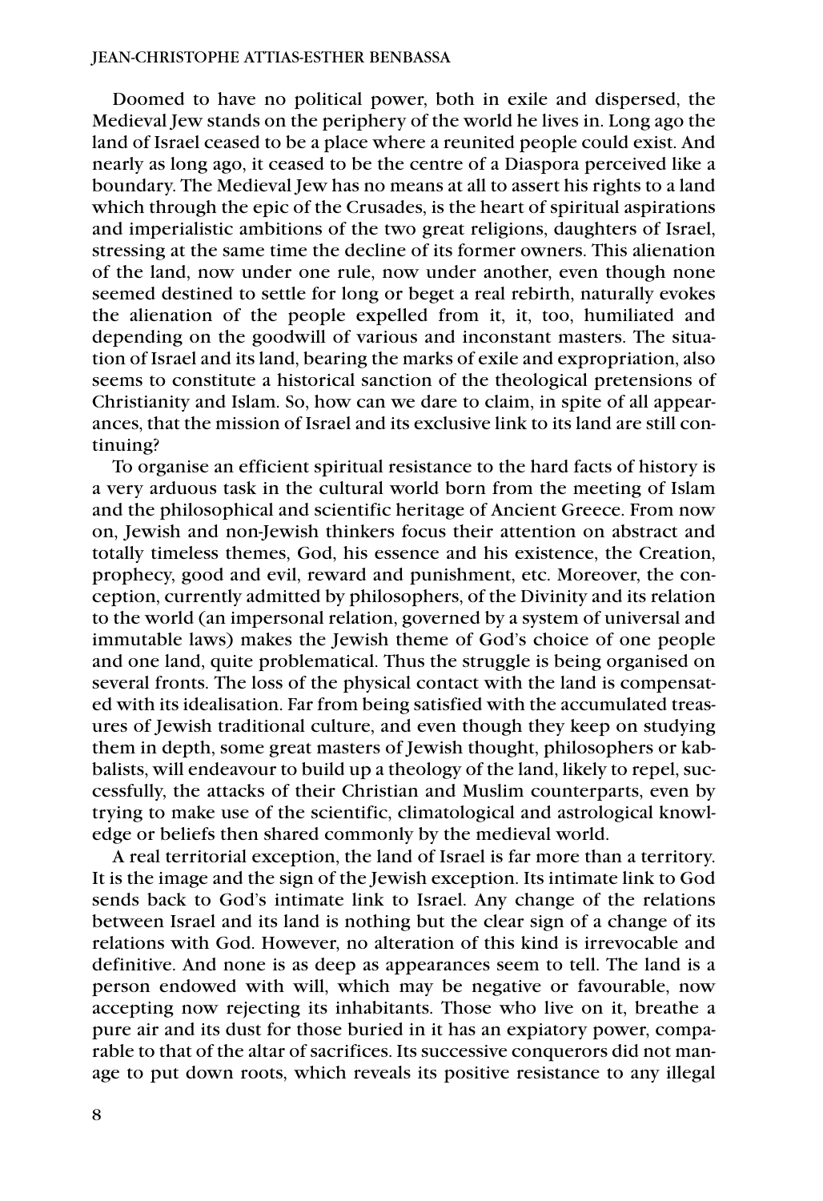Doomed to have no political power, both in exile and dispersed, the Medieval Jew stands on the periphery of the world he lives in. Long ago the land of Israel ceased to be a place where a reunited people could exist. And nearly as long ago, it ceased to be the centre of a Diaspora perceived like a boundary. The Medieval Jew has no means at all to assert his rights to a land which through the epic of the Crusades, is the heart of spiritual aspirations and imperialistic ambitions of the two great religions, daughters of Israel, stressing at the same time the decline of its former owners. This alienation of the land, now under one rule, now under another, even though none seemed destined to settle for long or beget a real rebirth, naturally evokes the alienation of the people expelled from it, it, too, humiliated and depending on the goodwill of various and inconstant masters. The situation of Israel and its land, bearing the marks of exile and expropriation, also seems to constitute a historical sanction of the theological pretensions of Christianity and Islam. So, how can we dare to claim, in spite of all appearances, that the mission of Israel and its exclusive link to its land are still continuing?

To organise an efficient spiritual resistance to the hard facts of history is a very arduous task in the cultural world born from the meeting of Islam and the philosophical and scientific heritage of Ancient Greece. From now on, Jewish and non-Jewish thinkers focus their attention on abstract and totally timeless themes, God, his essence and his existence, the Creation, prophecy, good and evil, reward and punishment, etc. Moreover, the conception, currently admitted by philosophers, of the Divinity and its relation to the world (an impersonal relation, governed by a system of universal and immutable laws) makes the Jewish theme of God's choice of one people and one land, quite problematical. Thus the struggle is being organised on several fronts. The loss of the physical contact with the land is compensated with its idealisation. Far from being satisfied with the accumulated treasures of Jewish traditional culture, and even though they keep on studying them in depth, some great masters of Jewish thought, philosophers or kabbalists, will endeavour to build up a theology of the land, likely to repel, successfully, the attacks of their Christian and Muslim counterparts, even by trying to make use of the scientific, climatological and astrological knowledge or beliefs then shared commonly by the medieval world.

A real territorial exception, the land of Israel is far more than a territory. It is the image and the sign of the Jewish exception. Its intimate link to God sends back to God's intimate link to Israel. Any change of the relations between Israel and its land is nothing but the clear sign of a change of its relations with God. However, no alteration of this kind is irrevocable and definitive. And none is as deep as appearances seem to tell. The land is a person endowed with will, which may be negative or favourable, now accepting now rejecting its inhabitants. Those who live on it, breathe a pure air and its dust for those buried in it has an expiatory power, comparable to that of the altar of sacrifices. Its successive conquerors did not manage to put down roots, which reveals its positive resistance to any illegal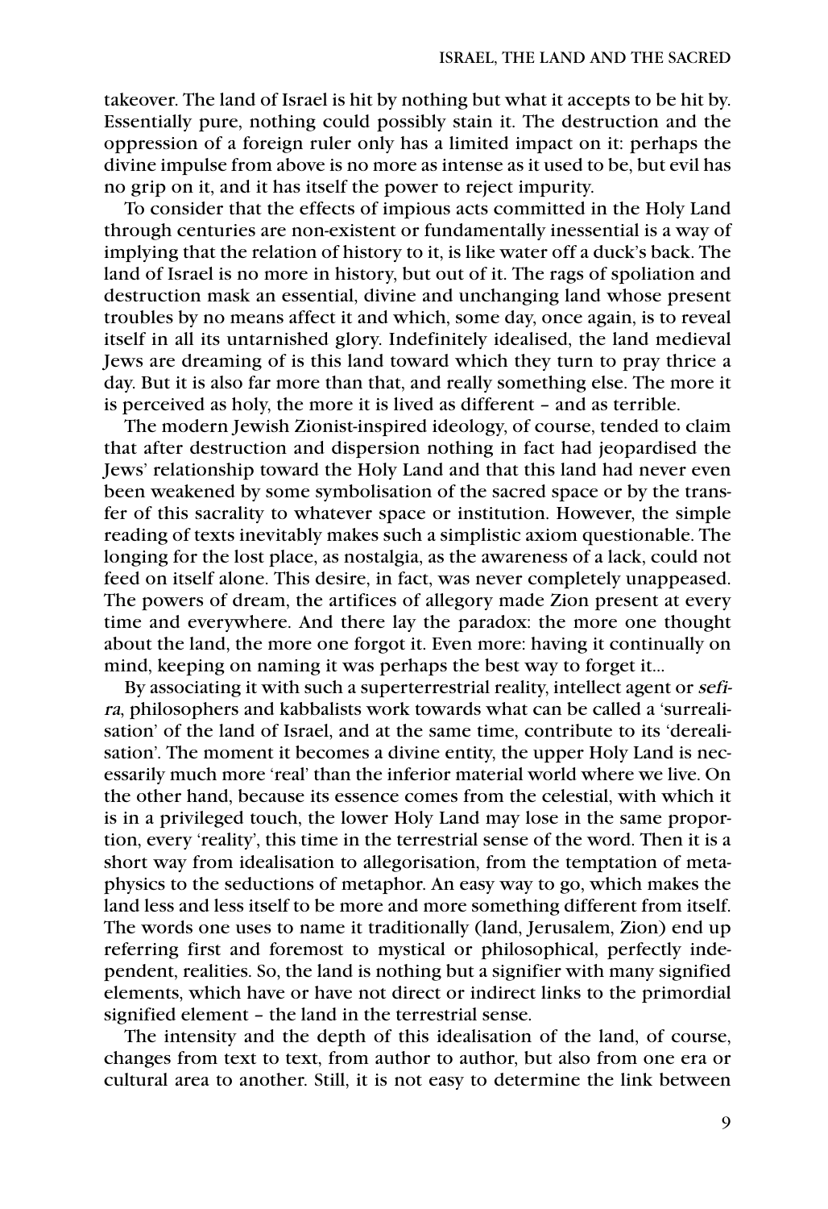takeover. The land of Israel is hit by nothing but what it accepts to be hit by. Essentially pure, nothing could possibly stain it. The destruction and the oppression of a foreign ruler only has a limited impact on it: perhaps the divine impulse from above is no more as intense as it used to be, but evil has no grip on it, and it has itself the power to reject impurity.

To consider that the effects of impious acts committed in the Holy Land through centuries are non-existent or fundamentally inessential is a way of implying that the relation of history to it, is like water off a duck's back. The land of Israel is no more in history, but out of it. The rags of spoliation and destruction mask an essential, divine and unchanging land whose present troubles by no means affect it and which, some day, once again, is to reveal itself in all its untarnished glory. Indefinitely idealised, the land medieval Jews are dreaming of is this land toward which they turn to pray thrice a day. But it is also far more than that, and really something else. The more it is perceived as holy, the more it is lived as different – and as terrible.

The modern Jewish Zionist-inspired ideology, of course, tended to claim that after destruction and dispersion nothing in fact had jeopardised the Jews' relationship toward the Holy Land and that this land had never even been weakened by some symbolisation of the sacred space or by the transfer of this sacrality to whatever space or institution. However, the simple reading of texts inevitably makes such a simplistic axiom questionable. The longing for the lost place, as nostalgia, as the awareness of a lack, could not feed on itself alone. This desire, in fact, was never completely unappeased. The powers of dream, the artifices of allegory made Zion present at every time and everywhere. And there lay the paradox: the more one thought about the land, the more one forgot it. Even more: having it continually on mind, keeping on naming it was perhaps the best way to forget it...

By associating it with such a superterrestrial reality, intellect agent or *sefira*, philosophers and kabbalists work towards what can be called a 'surrealisation' of the land of Israel, and at the same time, contribute to its 'derealisation'. The moment it becomes a divine entity, the upper Holy Land is necessarily much more 'real' than the inferior material world where we live. On the other hand, because its essence comes from the celestial, with which it is in a privileged touch, the lower Holy Land may lose in the same proportion, every 'reality', this time in the terrestrial sense of the word. Then it is a short way from idealisation to allegorisation, from the temptation of metaphysics to the seductions of metaphor. An easy way to go, which makes the land less and less itself to be more and more something different from itself. The words one uses to name it traditionally (land, Jerusalem, Zion) end up referring first and foremost to mystical or philosophical, perfectly independent, realities. So, the land is nothing but a signifier with many signified elements, which have or have not direct or indirect links to the primordial signified element – the land in the terrestrial sense.

The intensity and the depth of this idealisation of the land, of course, changes from text to text, from author to author, but also from one era or cultural area to another. Still, it is not easy to determine the link between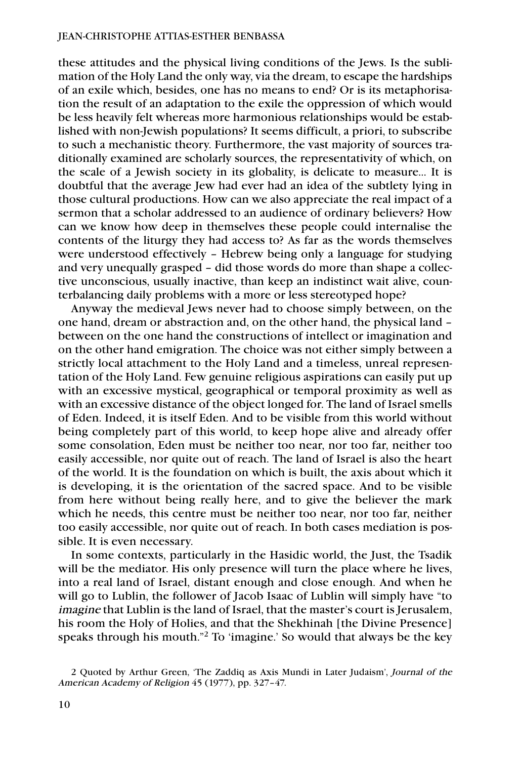these attitudes and the physical living conditions of the Jews. Is the sublimation of the Holy Land the only way, via the dream, to escape the hardships of an exile which, besides, one has no means to end? Or is its metaphorisation the result of an adaptation to the exile the oppression of which would be less heavily felt whereas more harmonious relationships would be established with non-Jewish populations? It seems difficult, a priori, to subscribe to such a mechanistic theory. Furthermore, the vast majority of sources traditionally examined are scholarly sources, the representativity of which, on the scale of a Jewish society in its globality, is delicate to measure... It is doubtful that the average Jew had ever had an idea of the subtlety lying in those cultural productions. How can we also appreciate the real impact of a sermon that a scholar addressed to an audience of ordinary believers? How can we know how deep in themselves these people could internalise the contents of the liturgy they had access to? As far as the words themselves were understood effectively – Hebrew being only a language for studying and very unequally grasped – did those words do more than shape a collective unconscious, usually inactive, than keep an indistinct wait alive, counterbalancing daily problems with a more or less stereotyped hope?

Anyway the medieval Jews never had to choose simply between, on the one hand, dream or abstraction and, on the other hand, the physical land – between on the one hand the constructions of intellect or imagination and on the other hand emigration. The choice was not either simply between a strictly local attachment to the Holy Land and a timeless, unreal representation of the Holy Land. Few genuine religious aspirations can easily put up with an excessive mystical, geographical or temporal proximity as well as with an excessive distance of the object longed for. The land of Israel smells of Eden. Indeed, it is itself Eden. And to be visible from this world without being completely part of this world, to keep hope alive and already offer some consolation, Eden must be neither too near, nor too far, neither too easily accessible, nor quite out of reach. The land of Israel is also the heart of the world. It is the foundation on which is built, the axis about which it is developing, it is the orientation of the sacred space. And to be visible from here without being really here, and to give the believer the mark which he needs, this centre must be neither too near, nor too far, neither too easily accessible, nor quite out of reach. In both cases mediation is possible. It is even necessary.

In some contexts, particularly in the Hasidic world, the Just, the Tsadik will be the mediator. His only presence will turn the place where he lives, into a real land of Israel, distant enough and close enough. And when he will go to Lublin, the follower of Jacob Isaac of Lublin will simply have "to *imagine* that Lublin is the land of Israel, that the master's court is Jerusalem, his room the Holy of Holies, and that the Shekhinah [the Divine Presence] speaks through his mouth."[2] To 'imagine.' So would that always be the key

2 Quoted by Arthur Green, 'The Zaddiq as Axis Mundi in Later Judaism', *Journal of the American Academy of Religion* 45 (1977), pp. 327–47.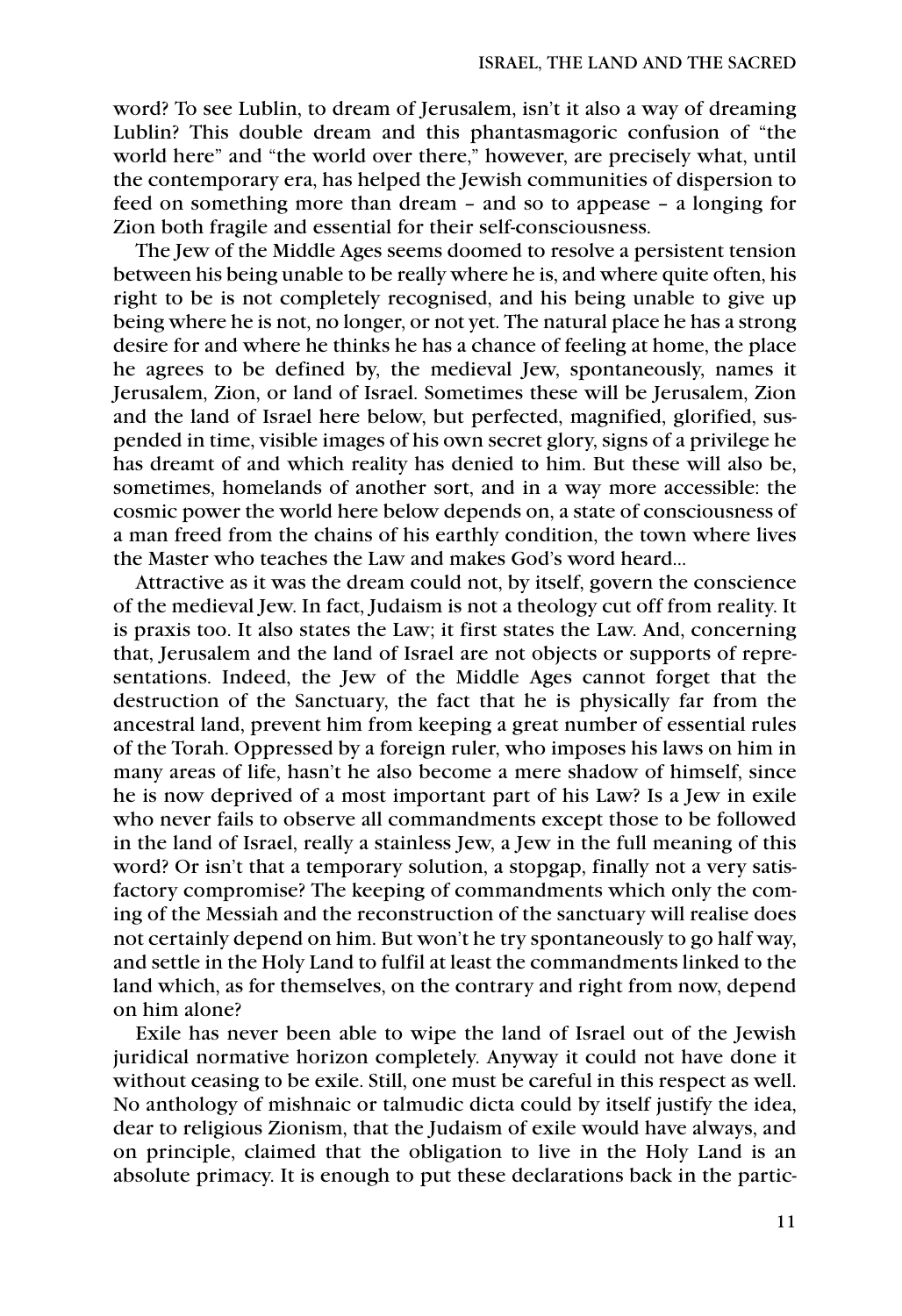word? To see Lublin, to dream of Jerusalem, isn't it also a way of dreaming Lublin? This double dream and this phantasmagoric confusion of "the world here" and "the world over there," however, are precisely what, until the contemporary era, has helped the Jewish communities of dispersion to feed on something more than dream – and so to appease – a longing for Zion both fragile and essential for their self-consciousness.

The Jew of the Middle Ages seems doomed to resolve a persistent tension between his being unable to be really where he is, and where quite often, his right to be is not completely recognised, and his being unable to give up being where he is not, no longer, or not yet. The natural place he has a strong desire for and where he thinks he has a chance of feeling at home, the place he agrees to be defined by, the medieval Jew, spontaneously, names it Jerusalem, Zion, or land of Israel. Sometimes these will be Jerusalem, Zion and the land of Israel here below, but perfected, magnified, glorified, suspended in time, visible images of his own secret glory, signs of a privilege he has dreamt of and which reality has denied to him. But these will also be, sometimes, homelands of another sort, and in a way more accessible: the cosmic power the world here below depends on, a state of consciousness of a man freed from the chains of his earthly condition, the town where lives the Master who teaches the Law and makes God's word heard...

Attractive as it was the dream could not, by itself, govern the conscience of the medieval Jew. In fact, Judaism is not a theology cut off from reality. It is praxis too. It also states the Law; it first states the Law. And, concerning that, Jerusalem and the land of Israel are not objects or supports of representations. Indeed, the Jew of the Middle Ages cannot forget that the destruction of the Sanctuary, the fact that he is physically far from the ancestral land, prevent him from keeping a great number of essential rules of the Torah. Oppressed by a foreign ruler, who imposes his laws on him in many areas of life, hasn't he also become a mere shadow of himself, since he is now deprived of a most important part of his Law? Is a Jew in exile who never fails to observe all commandments except those to be followed in the land of Israel, really a stainless Jew, a Jew in the full meaning of this word? Or isn't that a temporary solution, a stopgap, finally not a very satisfactory compromise? The keeping of commandments which only the coming of the Messiah and the reconstruction of the sanctuary will realise does not certainly depend on him. But won't he try spontaneously to go half way, and settle in the Holy Land to fulfil at least the commandments linked to the land which, as for themselves, on the contrary and right from now, depend on him alone?

Exile has never been able to wipe the land of Israel out of the Jewish juridical normative horizon completely. Anyway it could not have done it without ceasing to be exile. Still, one must be careful in this respect as well. No anthology of mishnaic or talmudic dicta could by itself justify the idea, dear to religious Zionism, that the Judaism of exile would have always, and on principle, claimed that the obligation to live in the Holy Land is an absolute primacy. It is enough to put these declarations back in the partic-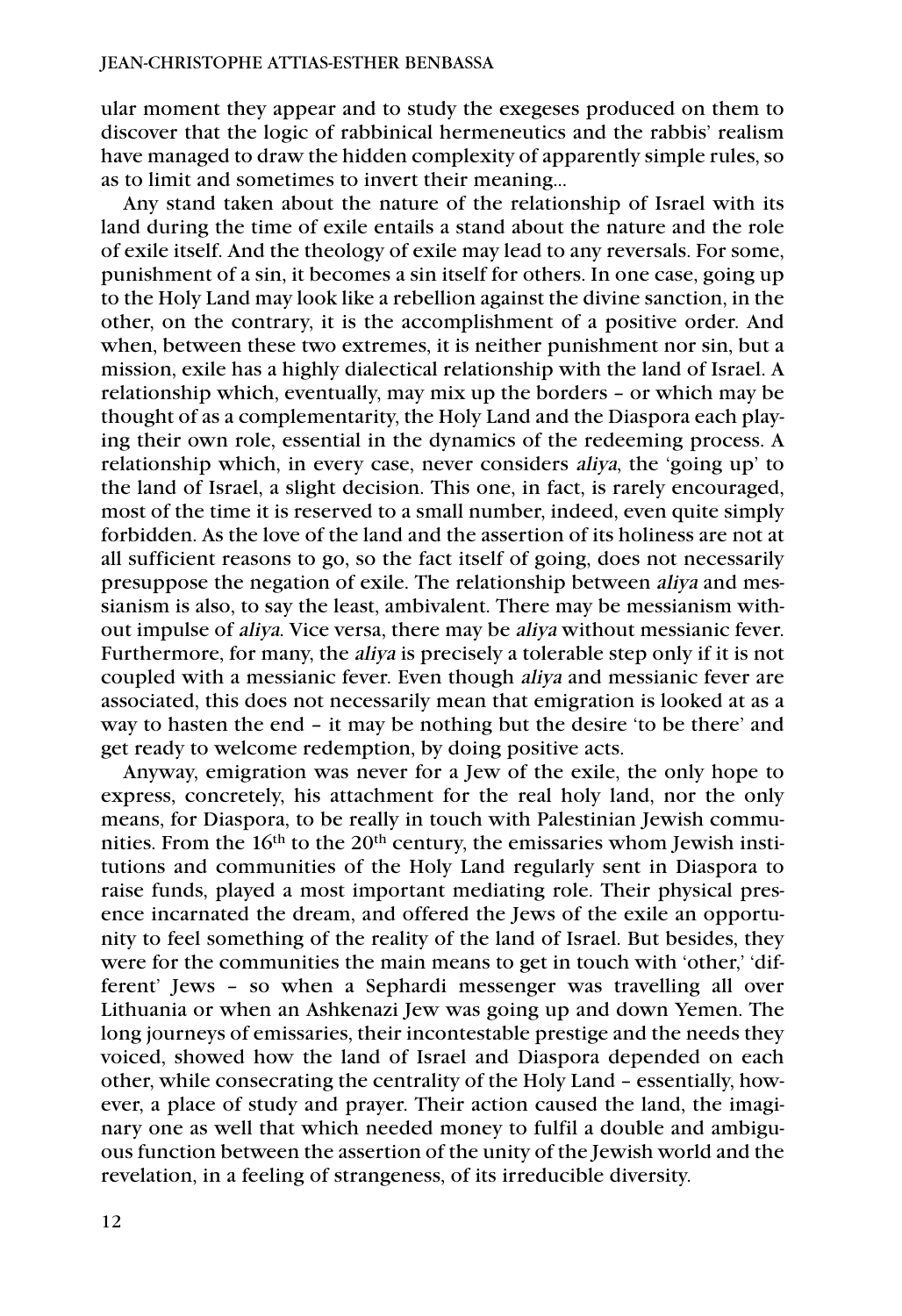ular moment they appear and to study the exegeses produced on them to discover that the logic of rabbinical hermeneutics and the rabbis' realism have managed to draw the hidden complexity of apparently simple rules, so as to limit and sometimes to invert their meaning...

Any stand taken about the nature of the relationship of Israel with its land during the time of exile entails a stand about the nature and the role of exile itself. And the theology of exile may lead to any reversals. For some, punishment of a sin, it becomes a sin itself for others. In one case, going up to the Holy Land may look like a rebellion against the divine sanction, in the other, on the contrary, it is the accomplishment of a positive order. And when, between these two extremes, it is neither punishment nor sin, but a mission, exile has a highly dialectical relationship with the land of Israel. A relationship which, eventually, may mix up the borders – or which may be thought of as a complementarity, the Holy Land and the Diaspora each playing their own role, essential in the dynamics of the redeeming process. A relationship which, in every case, never considers *aliya*, the 'going up' to the land of Israel, a slight decision. This one, in fact, is rarely encouraged, most of the time it is reserved to a small number, indeed, even quite simply forbidden. As the love of the land and the assertion of its holiness are not at all sufficient reasons to go, so the fact itself of going, does not necessarily presuppose the negation of exile. The relationship between *aliya* and messianism is also, to say the least, ambivalent. There may be messianism without impulse of *aliya*. Vice versa, there may be *aliya* without messianic fever. Furthermore, for many, the *aliya* is precisely a tolerable step only if it is not coupled with a messianic fever. Even though *aliya* and messianic fever are associated, this does not necessarily mean that emigration is looked at as a way to hasten the end – it may be nothing but the desire 'to be there' and get ready to welcome redemption, by doing positive acts.

Anyway, emigration was never for a Jew of the exile, the only hope to express, concretely, his attachment for the real holy land, nor the only means, for Diaspora, to be really in touch with Palestinian Jewish communities. From the 16th to the 20th century, the emissaries whom Jewish institutions and communities of the Holy Land regularly sent in Diaspora to raise funds, played a most important mediating role. Their physical presence incarnated the dream, and offered the Jews of the exile an opportunity to feel something of the reality of the land of Israel. But besides, they were for the communities the main means to get in touch with 'other,' 'different' Jews – so when a Sephardi messenger was travelling all over Lithuania or when an Ashkenazi Jew was going up and down Yemen. The long journeys of emissaries, their incontestable prestige and the needs they voiced, showed how the land of Israel and Diaspora depended on each other, while consecrating the centrality of the Holy Land – essentially, however, a place of study and prayer. Their action caused the land, the imaginary one as well that which needed money to fulfil a double and ambiguous function between the assertion of the unity of the Jewish world and the revelation, in a feeling of strangeness, of its irreducible diversity.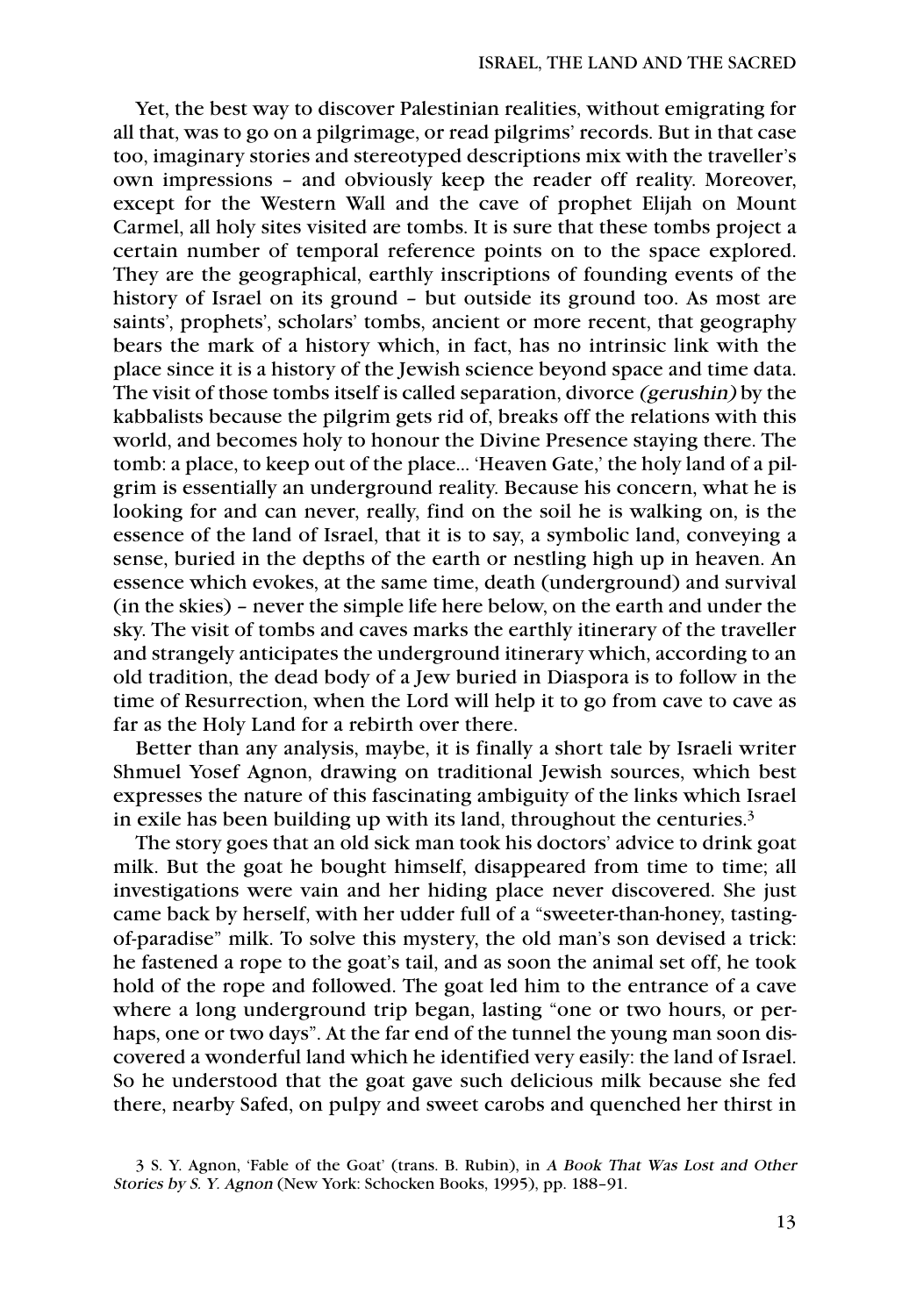Yet, the best way to discover Palestinian realities, without emigrating for all that, was to go on a pilgrimage, or read pilgrims' records. But in that case too, imaginary stories and stereotyped descriptions mix with the traveller's own impressions – and obviously keep the reader off reality. Moreover, except for the Western Wall and the cave of prophet Elijah on Mount Carmel, all holy sites visited are tombs. It is sure that these tombs project a certain number of temporal reference points on to the space explored. They are the geographical, earthly inscriptions of founding events of the history of Israel on its ground – but outside its ground too. As most are saints', prophets', scholars' tombs, ancient or more recent, that geography bears the mark of a history which, in fact, has no intrinsic link with the place since it is a history of the Jewish science beyond space and time data. The visit of those tombs itself is called separation, divorce *(gerushin)* by the kabbalists because the pilgrim gets rid of, breaks off the relations with this world, and becomes holy to honour the Divine Presence staying there. The tomb: a place, to keep out of the place... 'Heaven Gate,' the holy land of a pilgrim is essentially an underground reality. Because his concern, what he is looking for and can never, really, find on the soil he is walking on, is the essence of the land of Israel, that it is to say, a symbolic land, conveying a sense, buried in the depths of the earth or nestling high up in heaven. An essence which evokes, at the same time, death (underground) and survival (in the skies) – never the simple life here below, on the earth and under the sky. The visit of tombs and caves marks the earthly itinerary of the traveller and strangely anticipates the underground itinerary which, according to an old tradition, the dead body of a Jew buried in Diaspora is to follow in the time of Resurrection, when the Lord will help it to go from cave to cave as far as the Holy Land for a rebirth over there.

Better than any analysis, maybe, it is finally a short tale by Israeli writer Shmuel Yosef Agnon, drawing on traditional Jewish sources, which best expresses the nature of this fascinating ambiguity of the links which Israel in exile has been building up with its land, throughout the centuries.[3]

The story goes that an old sick man took his doctors' advice to drink goat milk. But the goat he bought himself, disappeared from time to time; all investigations were vain and her hiding place never discovered. She just came back by herself, with her udder full of a "sweeter-than-honey, tasting-of-paradise" milk. To solve this mystery, the old man's son devised a trick: he fastened a rope to the goat's tail, and as soon the animal set off, he took hold of the rope and followed. The goat led him to the entrance of a cave where a long underground trip began, lasting "one or two hours, or perhaps, one or two days". At the far end of the tunnel the young man soon discovered a wonderful land which he identified very easily: the land of Israel. So he understood that the goat gave such delicious milk because she fed there, nearby Safed, on pulpy and sweet carobs and quenched her thirst in

3 S. Y. Agnon, 'Fable of the Goat' (trans. B. Rubin), in *A Book That Was Lost and Other Stories by S. Y. Agnon* (New York: Schocken Books, 1995), pp. 188–91.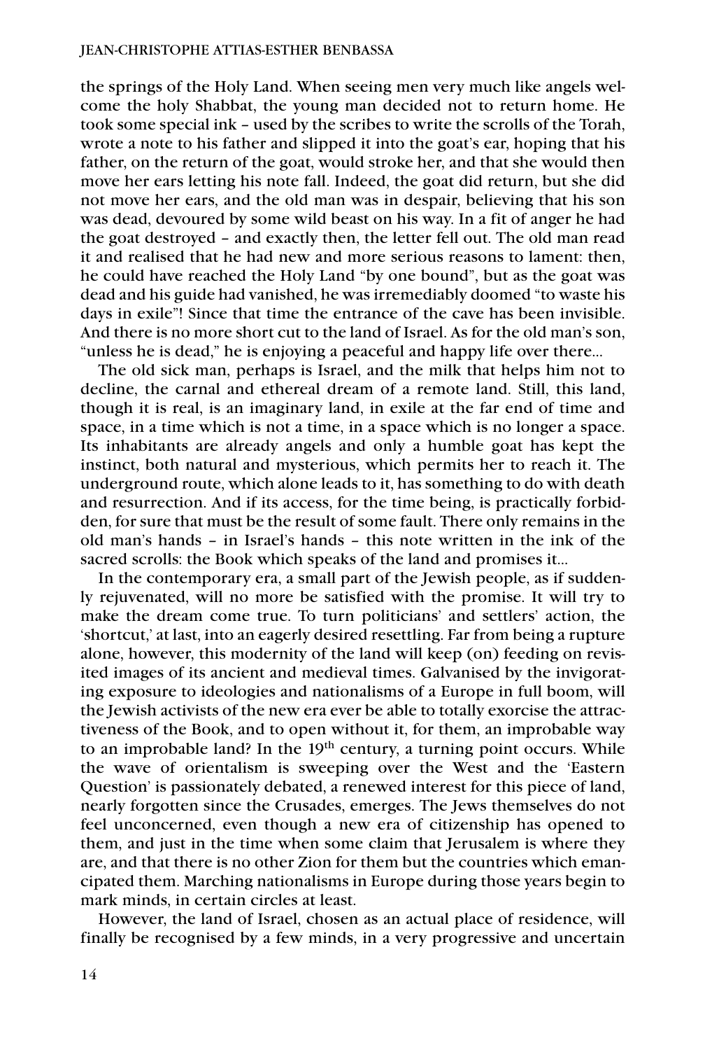the springs of the Holy Land. When seeing men very much like angels welcome the holy Shabbat, the young man decided not to return home. He took some special ink – used by the scribes to write the scrolls of the Torah, wrote a note to his father and slipped it into the goat's ear, hoping that his father, on the return of the goat, would stroke her, and that she would then move her ears letting his note fall. Indeed, the goat did return, but she did not move her ears, and the old man was in despair, believing that his son was dead, devoured by some wild beast on his way. In a fit of anger he had the goat destroyed – and exactly then, the letter fell out. The old man read it and realised that he had new and more serious reasons to lament: then, he could have reached the Holy Land "by one bound", but as the goat was dead and his guide had vanished, he was irremediably doomed "to waste his days in exile"! Since that time the entrance of the cave has been invisible. And there is no more short cut to the land of Israel. As for the old man's son, "unless he is dead," he is enjoying a peaceful and happy life over there...

The old sick man, perhaps is Israel, and the milk that helps him not to decline, the carnal and ethereal dream of a remote land. Still, this land, though it is real, is an imaginary land, in exile at the far end of time and space, in a time which is not a time, in a space which is no longer a space. Its inhabitants are already angels and only a humble goat has kept the instinct, both natural and mysterious, which permits her to reach it. The underground route, which alone leads to it, has something to do with death and resurrection. And if its access, for the time being, is practically forbidden, for sure that must be the result of some fault. There only remains in the old man's hands – in Israel's hands – this note written in the ink of the sacred scrolls: the Book which speaks of the land and promises it...

In the contemporary era, a small part of the Jewish people, as if suddenly rejuvenated, will no more be satisfied with the promise. It will try to make the dream come true. To turn politicians' and settlers' action, the 'shortcut,' at last, into an eagerly desired resettling. Far from being a rupture alone, however, this modernity of the land will keep (on) feeding on revisited images of its ancient and medieval times. Galvanised by the invigorating exposure to ideologies and nationalisms of a Europe in full boom, will the Jewish activists of the new era ever be able to totally exorcise the attractiveness of the Book, and to open without it, for them, an improbable way to an improbable land? In the 19th century, a turning point occurs. While the wave of orientalism is sweeping over the West and the 'Eastern Question' is passionately debated, a renewed interest for this piece of land, nearly forgotten since the Crusades, emerges. The Jews themselves do not feel unconcerned, even though a new era of citizenship has opened to them, and just in the time when some claim that Jerusalem is where they are, and that there is no other Zion for them but the countries which emancipated them. Marching nationalisms in Europe during those years begin to mark minds, in certain circles at least.

However, the land of Israel, chosen as an actual place of residence, will finally be recognised by a few minds, in a very progressive and uncertain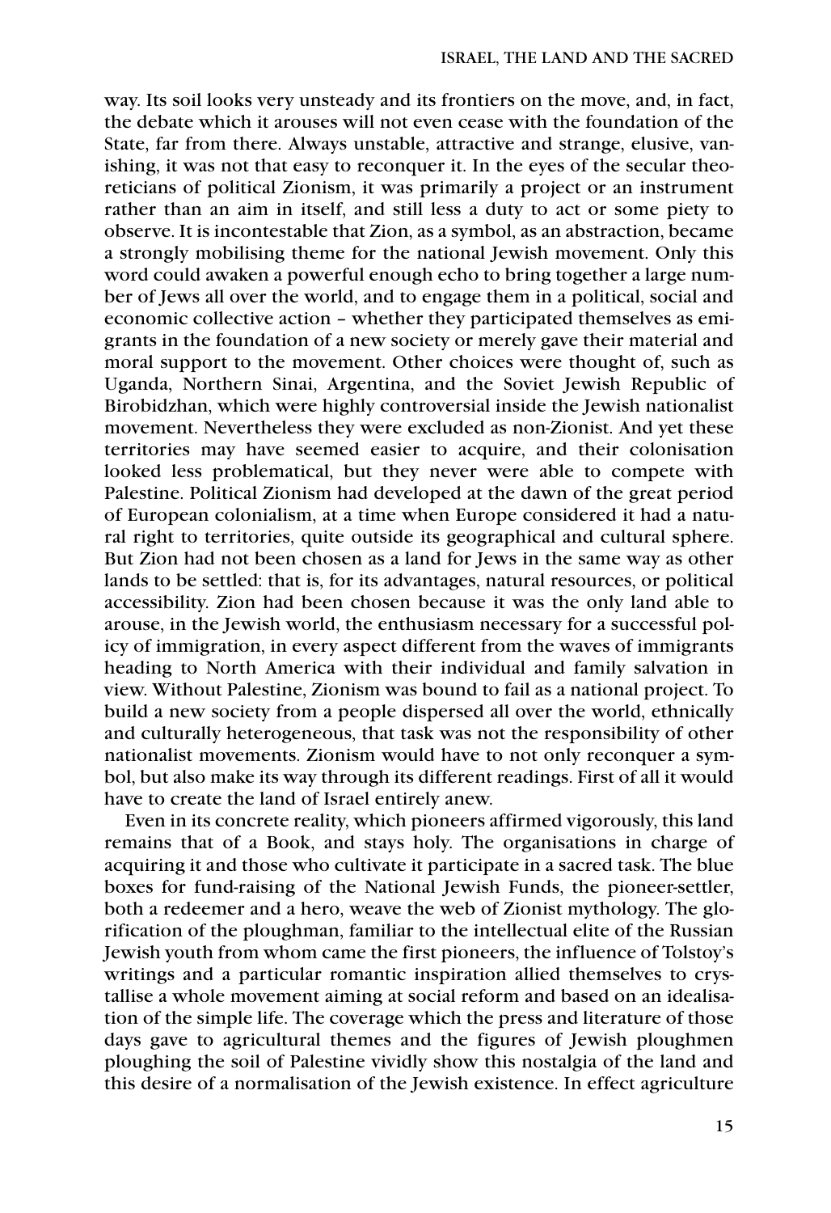way. Its soil looks very unsteady and its frontiers on the move, and, in fact, the debate which it arouses will not even cease with the foundation of the State, far from there. Always unstable, attractive and strange, elusive, vanishing, it was not that easy to reconquer it. In the eyes of the secular theoreticians of political Zionism, it was primarily a project or an instrument rather than an aim in itself, and still less a duty to act or some piety to observe. It is incontestable that Zion, as a symbol, as an abstraction, became a strongly mobilising theme for the national Jewish movement. Only this word could awaken a powerful enough echo to bring together a large number of Jews all over the world, and to engage them in a political, social and economic collective action – whether they participated themselves as emigrants in the foundation of a new society or merely gave their material and moral support to the movement. Other choices were thought of, such as Uganda, Northern Sinai, Argentina, and the Soviet Jewish Republic of Birobidzhan, which were highly controversial inside the Jewish nationalist movement. Nevertheless they were excluded as non-Zionist. And yet these territories may have seemed easier to acquire, and their colonisation looked less problematical, but they never were able to compete with Palestine. Political Zionism had developed at the dawn of the great period of European colonialism, at a time when Europe considered it had a natural right to territories, quite outside its geographical and cultural sphere. But Zion had not been chosen as a land for Jews in the same way as other lands to be settled: that is, for its advantages, natural resources, or political accessibility. Zion had been chosen because it was the only land able to arouse, in the Jewish world, the enthusiasm necessary for a successful policy of immigration, in every aspect different from the waves of immigrants heading to North America with their individual and family salvation in view. Without Palestine, Zionism was bound to fail as a national project. To build a new society from a people dispersed all over the world, ethnically and culturally heterogeneous, that task was not the responsibility of other nationalist movements. Zionism would have to not only reconquer a symbol, but also make its way through its different readings. First of all it would have to create the land of Israel entirely anew.

Even in its concrete reality, which pioneers affirmed vigorously, this land remains that of a Book, and stays holy. The organisations in charge of acquiring it and those who cultivate it participate in a sacred task. The blue boxes for fund-raising of the National Jewish Funds, the pioneer-settler, both a redeemer and a hero, weave the web of Zionist mythology. The glorification of the ploughman, familiar to the intellectual elite of the Russian Jewish youth from whom came the first pioneers, the influence of Tolstoy's writings and a particular romantic inspiration allied themselves to crystallise a whole movement aiming at social reform and based on an idealisation of the simple life. The coverage which the press and literature of those days gave to agricultural themes and the figures of Jewish ploughmen ploughing the soil of Palestine vividly show this nostalgia of the land and this desire of a normalisation of the Jewish existence. In effect agriculture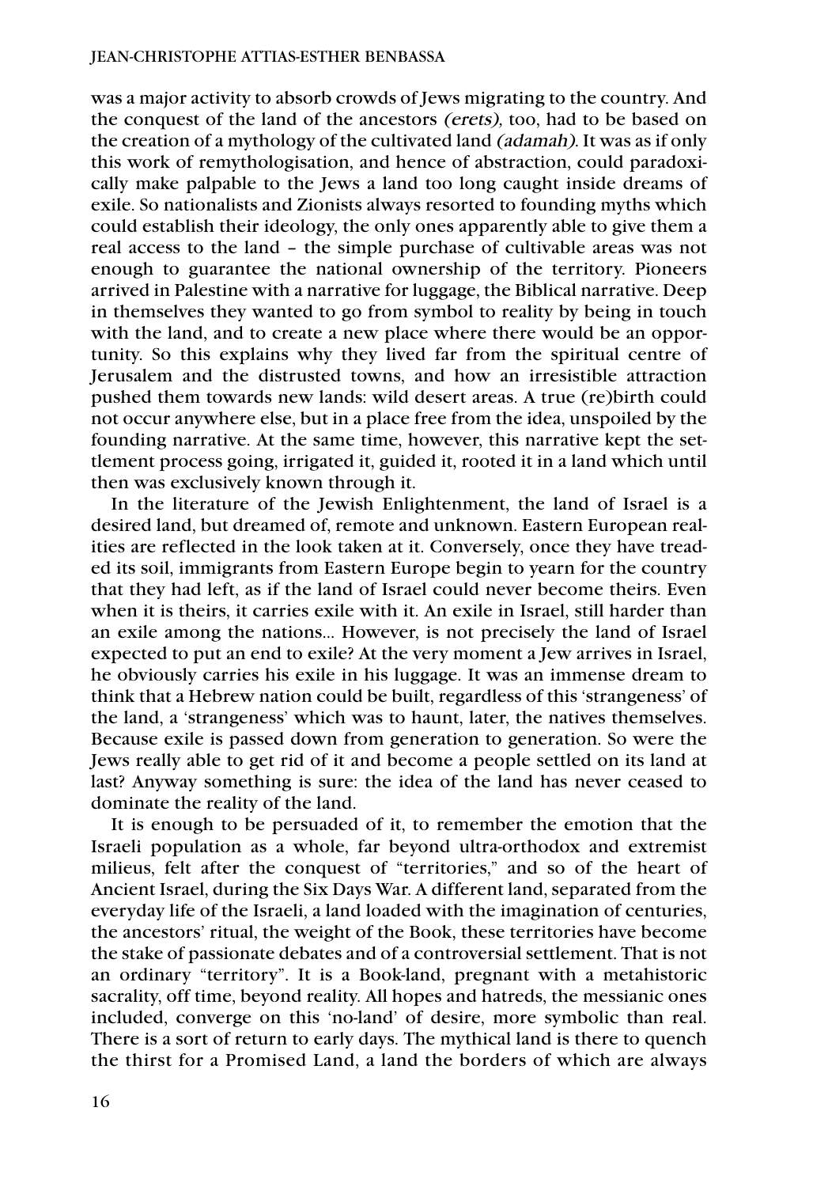was a major activity to absorb crowds of Jews migrating to the country. And the conquest of the land of the ancestors *(erets),* too, had to be based on the creation of a mythology of the cultivated land *(adamah).* It was as if only this work of remythologisation, and hence of abstraction, could paradoxically make palpable to the Jews a land too long caught inside dreams of exile. So nationalists and Zionists always resorted to founding myths which could establish their ideology, the only ones apparently able to give them a real access to the land – the simple purchase of cultivable areas was not enough to guarantee the national ownership of the territory. Pioneers arrived in Palestine with a narrative for luggage, the Biblical narrative. Deep in themselves they wanted to go from symbol to reality by being in touch with the land, and to create a new place where there would be an opportunity. So this explains why they lived far from the spiritual centre of Jerusalem and the distrusted towns, and how an irresistible attraction pushed them towards new lands: wild desert areas. A true (re)birth could not occur anywhere else, but in a place free from the idea, unspoiled by the founding narrative. At the same time, however, this narrative kept the settlement process going, irrigated it, guided it, rooted it in a land which until then was exclusively known through it.

In the literature of the Jewish Enlightenment, the land of Israel is a desired land, but dreamed of, remote and unknown. Eastern European realities are reflected in the look taken at it. Conversely, once they have treaded its soil, immigrants from Eastern Europe begin to yearn for the country that they had left, as if the land of Israel could never become theirs. Even when it is theirs, it carries exile with it. An exile in Israel, still harder than an exile among the nations... However, is not precisely the land of Israel expected to put an end to exile? At the very moment a Jew arrives in Israel, he obviously carries his exile in his luggage. It was an immense dream to think that a Hebrew nation could be built, regardless of this 'strangeness' of the land, a 'strangeness' which was to haunt, later, the natives themselves. Because exile is passed down from generation to generation. So were the Jews really able to get rid of it and become a people settled on its land at last? Anyway something is sure: the idea of the land has never ceased to dominate the reality of the land.

It is enough to be persuaded of it, to remember the emotion that the Israeli population as a whole, far beyond ultra-orthodox and extremist milieus, felt after the conquest of "territories," and so of the heart of Ancient Israel, during the Six Days War. A different land, separated from the everyday life of the Israeli, a land loaded with the imagination of centuries, the ancestors' ritual, the weight of the Book, these territories have become the stake of passionate debates and of a controversial settlement. That is not an ordinary "territory". It is a Book-land, pregnant with a metahistoric sacrality, off time, beyond reality. All hopes and hatreds, the messianic ones included, converge on this 'no-land' of desire, more symbolic than real. There is a sort of return to early days. The mythical land is there to quench the thirst for a Promised Land, a land the borders of which are always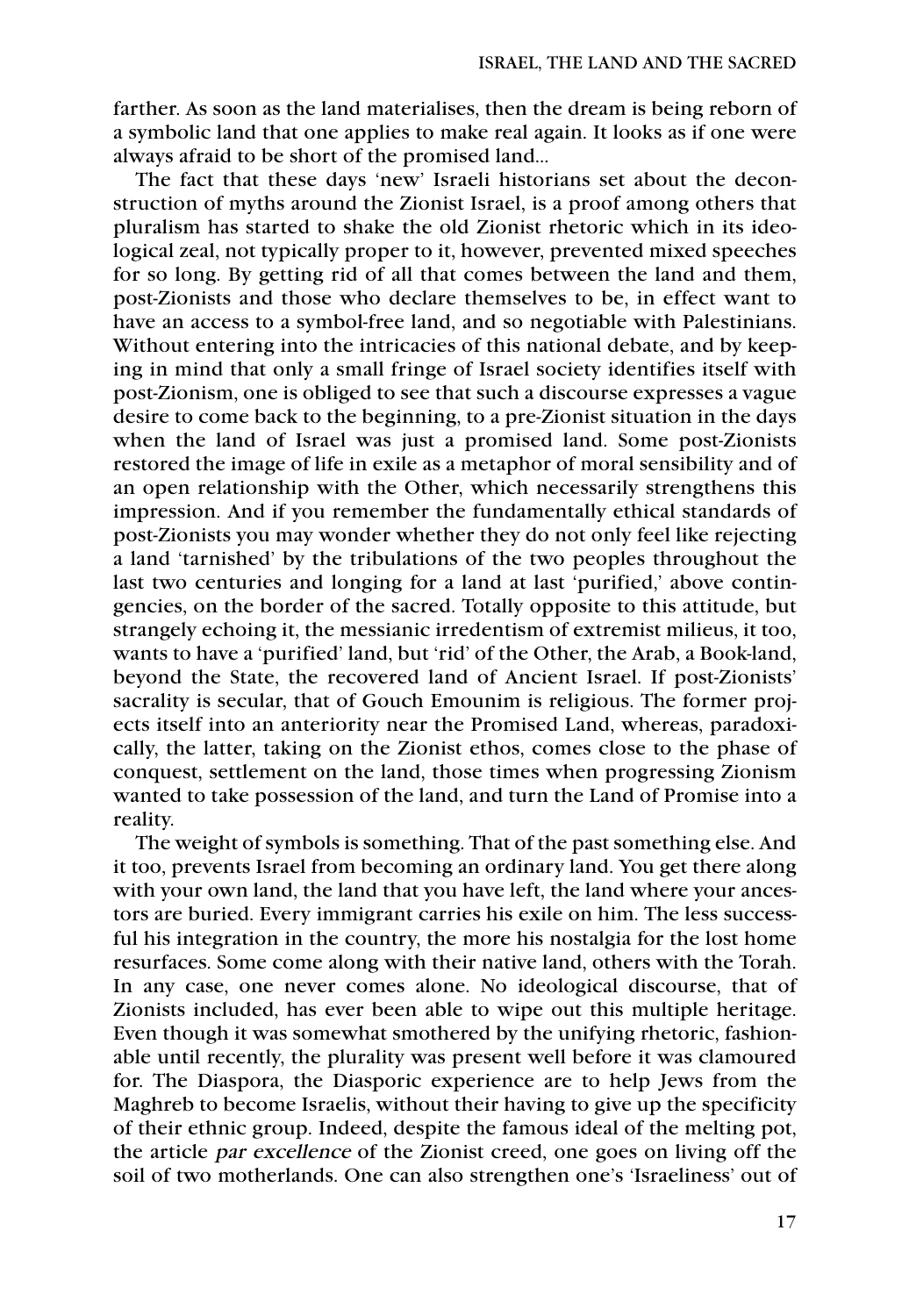farther. As soon as the land materialises, then the dream is being reborn of a symbolic land that one applies to make real again. It looks as if one were always afraid to be short of the promised land...

The fact that these days 'new' Israeli historians set about the deconstruction of myths around the Zionist Israel, is a proof among others that pluralism has started to shake the old Zionist rhetoric which in its ideological zeal, not typically proper to it, however, prevented mixed speeches for so long. By getting rid of all that comes between the land and them, post-Zionists and those who declare themselves to be, in effect want to have an access to a symbol-free land, and so negotiable with Palestinians. Without entering into the intricacies of this national debate, and by keeping in mind that only a small fringe of Israel society identifies itself with post-Zionism, one is obliged to see that such a discourse expresses a vague desire to come back to the beginning, to a pre-Zionist situation in the days when the land of Israel was just a promised land. Some post-Zionists restored the image of life in exile as a metaphor of moral sensibility and of an open relationship with the Other, which necessarily strengthens this impression. And if you remember the fundamentally ethical standards of post-Zionists you may wonder whether they do not only feel like rejecting a land 'tarnished' by the tribulations of the two peoples throughout the last two centuries and longing for a land at last 'purified,' above contingencies, on the border of the sacred. Totally opposite to this attitude, but strangely echoing it, the messianic irredentism of extremist milieus, it too, wants to have a 'purified' land, but 'rid' of the Other, the Arab, a Book-land, beyond the State, the recovered land of Ancient Israel. If post-Zionists' sacrality is secular, that of Gouch Emounim is religious. The former projects itself into an anteriority near the Promised Land, whereas, paradoxically, the latter, taking on the Zionist ethos, comes close to the phase of conquest, settlement on the land, those times when progressing Zionism wanted to take possession of the land, and turn the Land of Promise into a reality.

The weight of symbols is something. That of the past something else. And it too, prevents Israel from becoming an ordinary land. You get there along with your own land, the land that you have left, the land where your ancestors are buried. Every immigrant carries his exile on him. The less successful his integration in the country, the more his nostalgia for the lost home resurfaces. Some come along with their native land, others with the Torah. In any case, one never comes alone. No ideological discourse, that of Zionists included, has ever been able to wipe out this multiple heritage. Even though it was somewhat smothered by the unifying rhetoric, fashionable until recently, the plurality was present well before it was clamoured for. The Diaspora, the Diasporic experience are to help Jews from the Maghreb to become Israelis, without their having to give up the specificity of their ethnic group. Indeed, despite the famous ideal of the melting pot, the article *par excellence* of the Zionist creed, one goes on living off the soil of two motherlands. One can also strengthen one's 'Israeliness' out of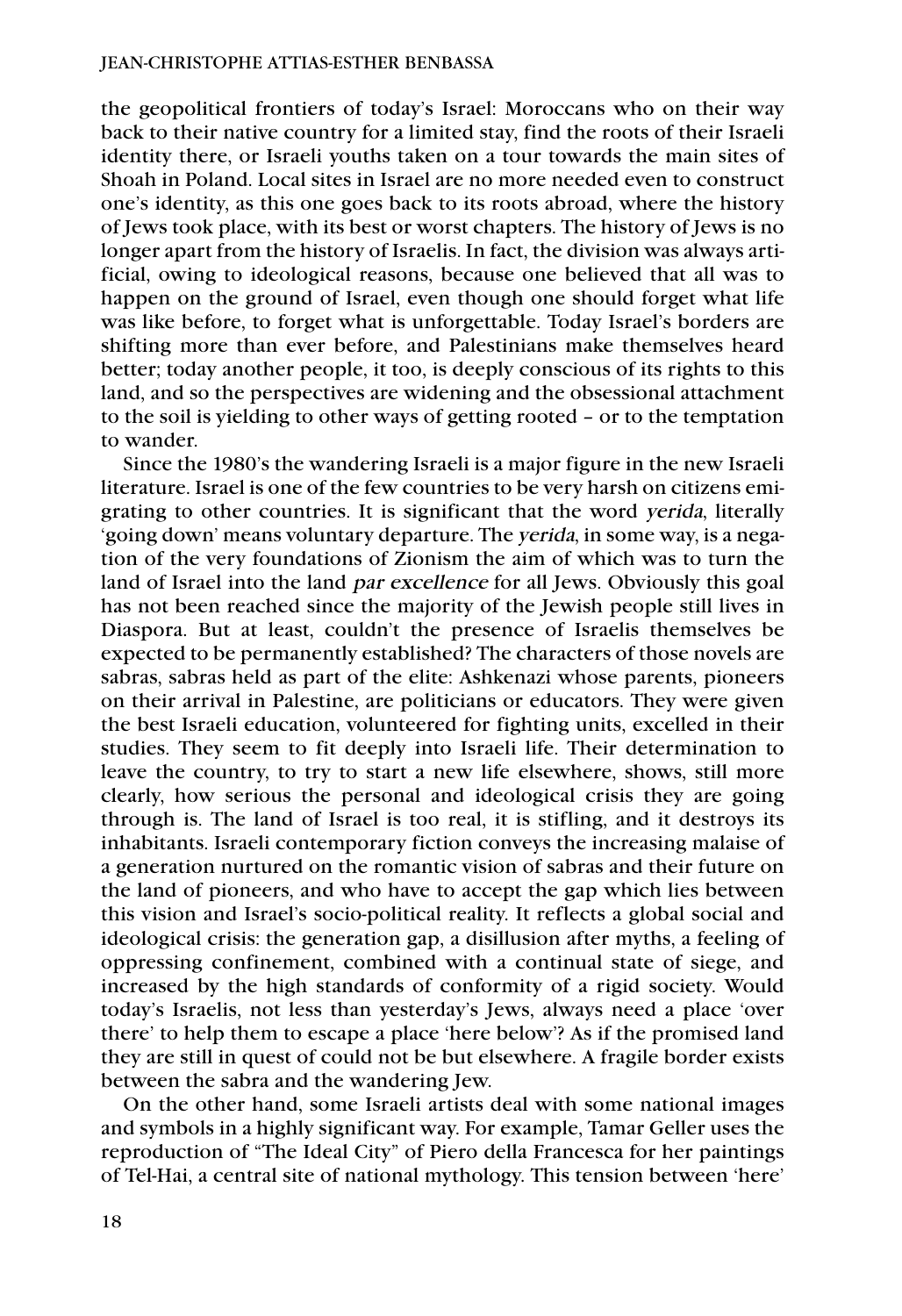the geopolitical frontiers of today's Israel: Moroccans who on their way back to their native country for a limited stay, find the roots of their Israeli identity there, or Israeli youths taken on a tour towards the main sites of Shoah in Poland. Local sites in Israel are no more needed even to construct one's identity, as this one goes back to its roots abroad, where the history of Jews took place, with its best or worst chapters. The history of Jews is no longer apart from the history of Israelis. In fact, the division was always artificial, owing to ideological reasons, because one believed that all was to happen on the ground of Israel, even though one should forget what life was like before, to forget what is unforgettable. Today Israel's borders are shifting more than ever before, and Palestinians make themselves heard better; today another people, it too, is deeply conscious of its rights to this land, and so the perspectives are widening and the obsessional attachment to the soil is yielding to other ways of getting rooted – or to the temptation to wander.

Since the 1980's the wandering Israeli is a major figure in the new Israeli literature. Israel is one of the few countries to be very harsh on citizens emigrating to other countries. It is significant that the word *yerida*, literally 'going down' means voluntary departure. The *yerida*, in some way, is a negation of the very foundations of Zionism the aim of which was to turn the land of Israel into the land *par excellence* for all Jews. Obviously this goal has not been reached since the majority of the Jewish people still lives in Diaspora. But at least, couldn't the presence of Israelis themselves be expected to be permanently established? The characters of those novels are sabras, sabras held as part of the elite: Ashkenazi whose parents, pioneers on their arrival in Palestine, are politicians or educators. They were given the best Israeli education, volunteered for fighting units, excelled in their studies. They seem to fit deeply into Israeli life. Their determination to leave the country, to try to start a new life elsewhere, shows, still more clearly, how serious the personal and ideological crisis they are going through is. The land of Israel is too real, it is stifling, and it destroys its inhabitants. Israeli contemporary fiction conveys the increasing malaise of a generation nurtured on the romantic vision of sabras and their future on the land of pioneers, and who have to accept the gap which lies between this vision and Israel's socio-political reality. It reflects a global social and ideological crisis: the generation gap, a disillusion after myths, a feeling of oppressing confinement, combined with a continual state of siege, and increased by the high standards of conformity of a rigid society. Would today's Israelis, not less than yesterday's Jews, always need a place 'over there' to help them to escape a place 'here below'? As if the promised land they are still in quest of could not be but elsewhere. A fragile border exists between the sabra and the wandering Jew.

On the other hand, some Israeli artists deal with some national images and symbols in a highly significant way. For example, Tamar Geller uses the reproduction of "The Ideal City" of Piero della Francesca for her paintings of Tel-Hai, a central site of national mythology. This tension between 'here'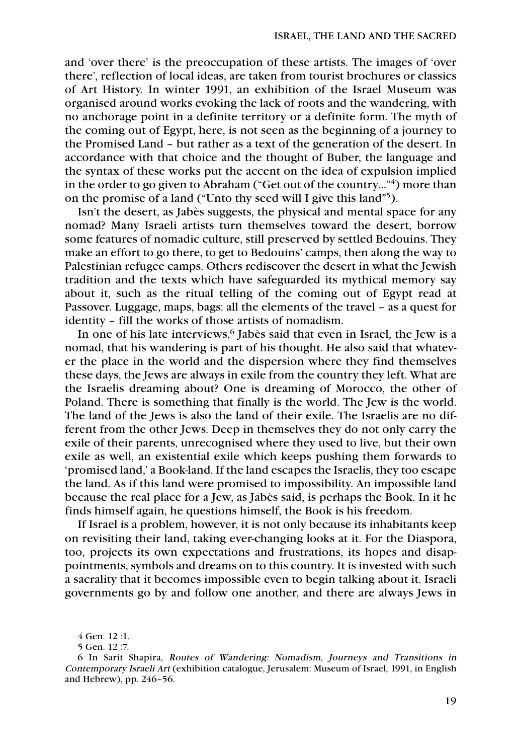and 'over there' is the preoccupation of these artists. The images of 'over there', reflection of local ideas, are taken from tourist brochures or classics of Art History. In winter 1991, an exhibition of the Israel Museum was organised around works evoking the lack of roots and the wandering, with no anchorage point in a definite territory or a definite form. The myth of the coming out of Egypt, here, is not seen as the beginning of a journey to the Promised Land – but rather as a text of the generation of the desert. In accordance with that choice and the thought of Buber, the language and the syntax of these works put the accent on the idea of expulsion implied in the order to go given to Abraham ("Get out of the country..."[4]) more than on the promise of a land ("Unto thy seed will I give this land"[5]).

Isn't the desert, as Jabès suggests, the physical and mental space for any nomad? Many Israeli artists turn themselves toward the desert, borrow some features of nomadic culture, still preserved by settled Bedouins. They make an effort to go there, to get to Bedouins' camps, then along the way to Palestinian refugee camps. Others rediscover the desert in what the Jewish tradition and the texts which have safeguarded its mythical memory say about it, such as the ritual telling of the coming out of Egypt read at Passover. Luggage, maps, bags: all the elements of the travel – as a quest for identity – fill the works of those artists of nomadism.

In one of his late interviews,[6] Jabès said that even in Israel, the Jew is a nomad, that his wandering is part of his thought. He also said that whatever the place in the world and the dispersion where they find themselves these days, the Jews are always in exile from the country they left. What are the Israelis dreaming about? One is dreaming of Morocco, the other of Poland. There is something that finally is the world. The Jew is the world. The land of the Jews is also the land of their exile. The Israelis are no different from the other Jews. Deep in themselves they do not only carry the exile of their parents, unrecognised where they used to live, but their own exile as well, an existential exile which keeps pushing them forwards to 'promised land,' a Book-land. If the land escapes the Israelis, they too escape the land. As if this land were promised to impossibility. An impossible land because the real place for a Jew, as Jabès said, is perhaps the Book. In it he finds himself again, he questions himself, the Book is his freedom.

If Israel is a problem, however, it is not only because its inhabitants keep on revisiting their land, taking ever-changing looks at it. For the Diaspora, too, projects its own expectations and frustrations, its hopes and disappointments, symbols and dreams on to this country. It is invested with such a sacrality that it becomes impossible even to begin talking about it. Israeli governments go by and follow one another, and there are always Jews in

4 Gen. 12 :1.

5 Gen. 12 :7.

6 In Sarit Shapira, *Routes of Wandering: Nomadism, Journeys and Transitions in Contemporary Israeli Art* (exhibition catalogue, Jerusalem: Museum of Israel, 1991, in English and Hebrew), pp. 246–56.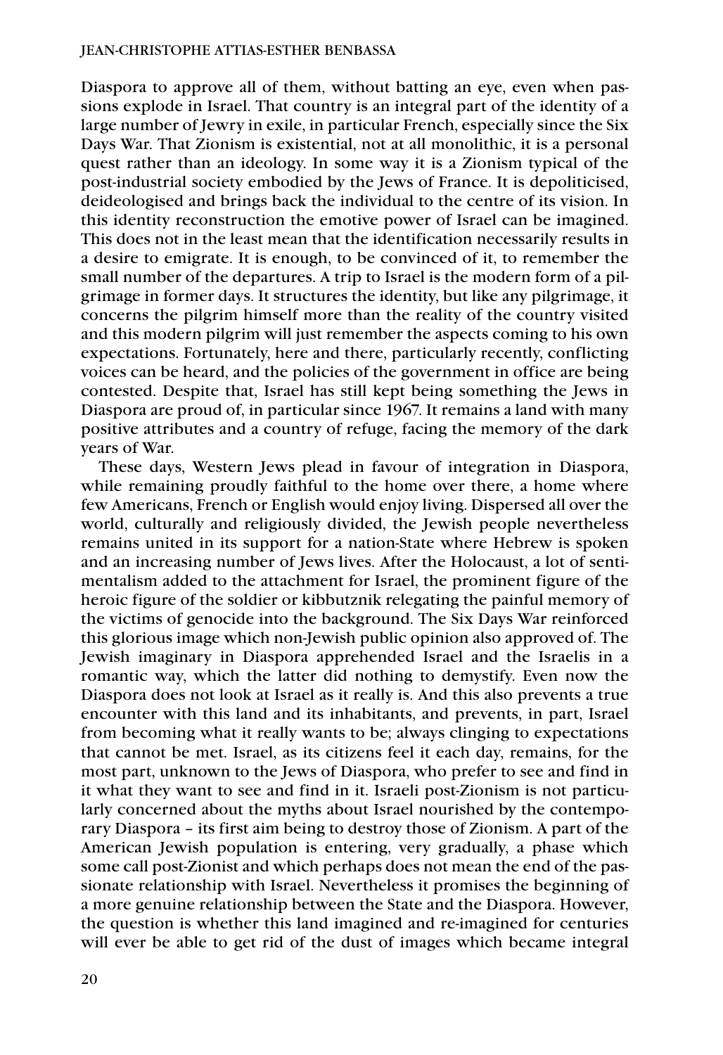Diaspora to approve all of them, without batting an eye, even when passions explode in Israel. That country is an integral part of the identity of a large number of Jewry in exile, in particular French, especially since the Six Days War. That Zionism is existential, not at all monolithic, it is a personal quest rather than an ideology. In some way it is a Zionism typical of the post-industrial society embodied by the Jews of France. It is depoliticised, deideologised and brings back the individual to the centre of its vision. In this identity reconstruction the emotive power of Israel can be imagined. This does not in the least mean that the identification necessarily results in a desire to emigrate. It is enough, to be convinced of it, to remember the small number of the departures. A trip to Israel is the modern form of a pilgrimage in former days. It structures the identity, but like any pilgrimage, it concerns the pilgrim himself more than the reality of the country visited and this modern pilgrim will just remember the aspects coming to his own expectations. Fortunately, here and there, particularly recently, conflicting voices can be heard, and the policies of the government in office are being contested. Despite that, Israel has still kept being something the Jews in Diaspora are proud of, in particular since 1967. It remains a land with many positive attributes and a country of refuge, facing the memory of the dark years of War.

These days, Western Jews plead in favour of integration in Diaspora, while remaining proudly faithful to the home over there, a home where few Americans, French or English would enjoy living. Dispersed all over the world, culturally and religiously divided, the Jewish people nevertheless remains united in its support for a nation-State where Hebrew is spoken and an increasing number of Jews lives. After the Holocaust, a lot of sentimentalism added to the attachment for Israel, the prominent figure of the heroic figure of the soldier or kibbutznik relegating the painful memory of the victims of genocide into the background. The Six Days War reinforced this glorious image which non-Jewish public opinion also approved of. The Jewish imaginary in Diaspora apprehended Israel and the Israelis in a romantic way, which the latter did nothing to demystify. Even now the Diaspora does not look at Israel as it really is. And this also prevents a true encounter with this land and its inhabitants, and prevents, in part, Israel from becoming what it really wants to be; always clinging to expectations that cannot be met. Israel, as its citizens feel it each day, remains, for the most part, unknown to the Jews of Diaspora, who prefer to see and find in it what they want to see and find in it. Israeli post-Zionism is not particularly concerned about the myths about Israel nourished by the contemporary Diaspora – its first aim being to destroy those of Zionism. A part of the American Jewish population is entering, very gradually, a phase which some call post-Zionist and which perhaps does not mean the end of the passionate relationship with Israel. Nevertheless it promises the beginning of a more genuine relationship between the State and the Diaspora. However, the question is whether this land imagined and re-imagined for centuries will ever be able to get rid of the dust of images which became integral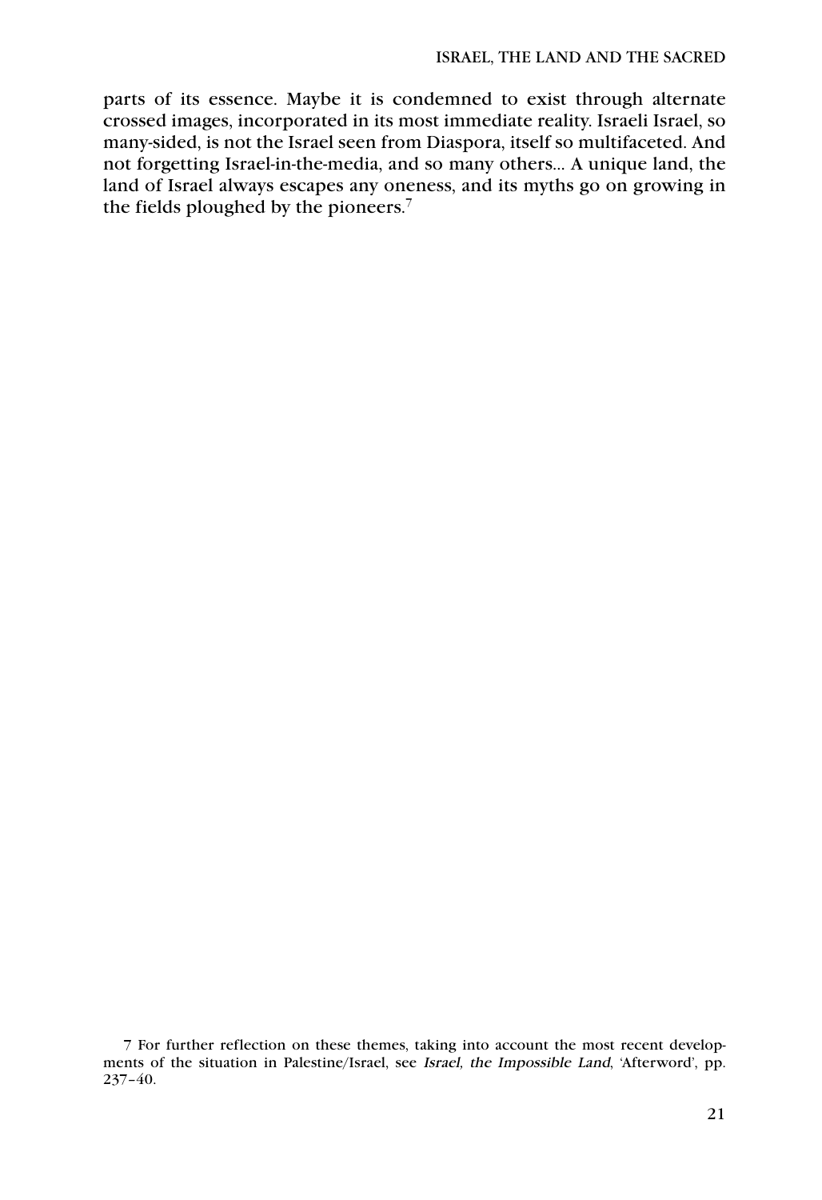parts of its essence. Maybe it is condemned to exist through alternate crossed images, incorporated in its most immediate reality. Israeli Israel, so many-sided, is not the Israel seen from Diaspora, itself so multifaceted. And not forgetting Israel-in-the-media, and so many others... A unique land, the land of Israel always escapes any oneness, and its myths go on growing in the fields ploughed by the pioneers.[7]

7 For further reflection on these themes, taking into account the most recent developments of the situation in Palestine/Israel, see *Israel, the Impossible Land*, 'Afterword', pp. 237–40.